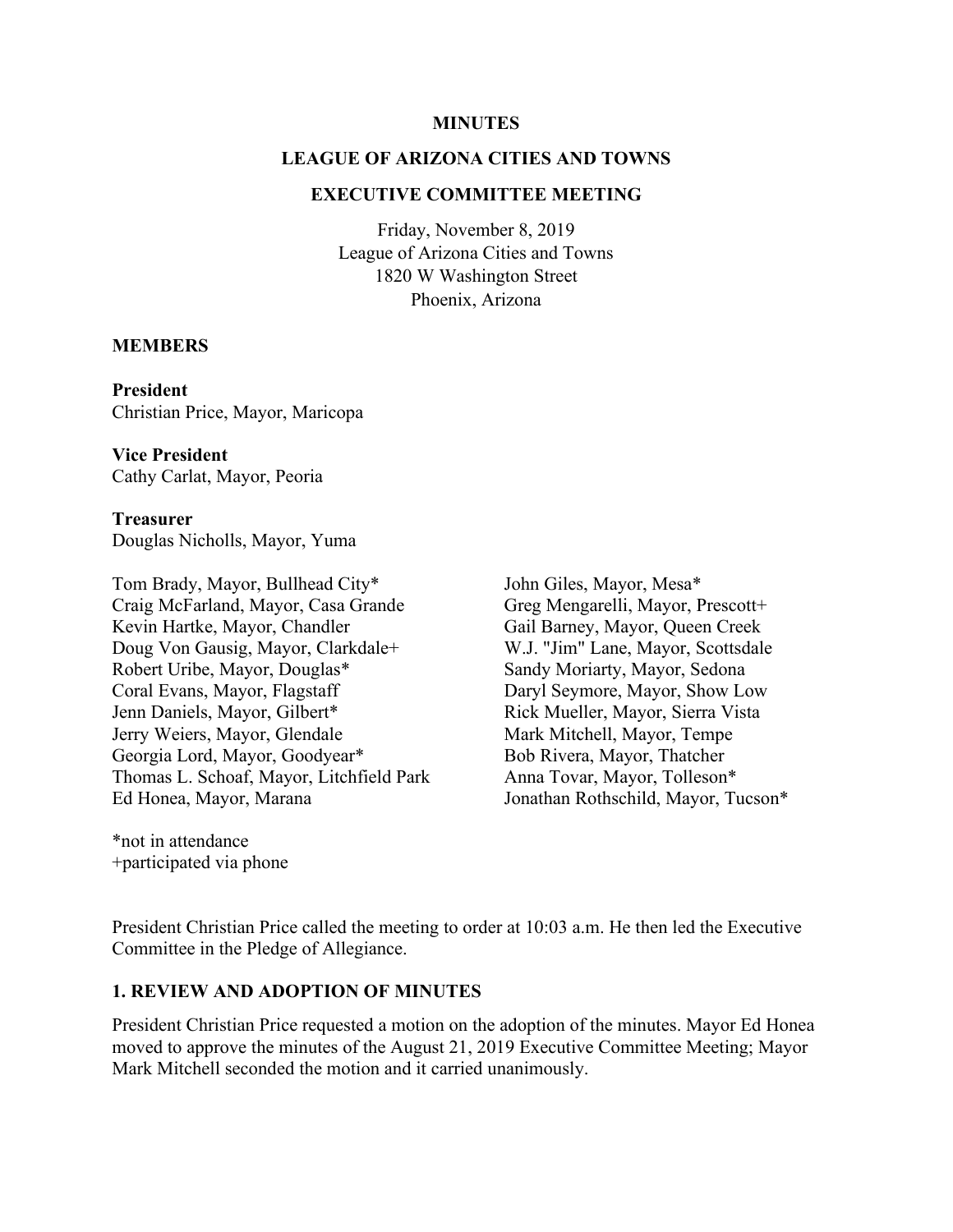**MINUTES**

**LEAGUE OF ARIZONA CITIES AND TOWNS**

**EXECUTIVE COMMITTEE MEETING**

Friday, November 8, 2019
League of Arizona Cities and Towns
1820 W Washington Street
Phoenix, Arizona

**MEMBERS**

**President**
Christian Price, Mayor, Maricopa

**Vice President**
Cathy Carlat, Mayor, Peoria

**Treasurer**
Douglas Nicholls, Mayor, Yuma

Tom Brady, Mayor, Bullhead City*
Craig McFarland, Mayor, Casa Grande
Kevin Hartke, Mayor, Chandler
Doug Von Gausig, Mayor, Clarkdale+
Robert Uribe, Mayor, Douglas*
Coral Evans, Mayor, Flagstaff
Jenn Daniels, Mayor, Gilbert*
Jerry Weiers, Mayor, Glendale
Georgia Lord, Mayor, Goodyear*
Thomas L. Schoaf, Mayor, Litchfield Park
Ed Honea, Mayor, Marana
John Giles, Mayor, Mesa*
Greg Mengarelli, Mayor, Prescott+
Gail Barney, Mayor, Queen Creek
W.J. "Jim" Lane, Mayor, Scottsdale
Sandy Moriarty, Mayor, Sedona
Daryl Seymore, Mayor, Show Low
Rick Mueller, Mayor, Sierra Vista
Mark Mitchell, Mayor, Tempe
Bob Rivera, Mayor, Thatcher
Anna Tovar, Mayor, Tolleson*
Jonathan Rothschild, Mayor, Tucson*

*not in attendance
+participated via phone

President Christian Price called the meeting to order at 10:03 a.m. He then led the Executive Committee in the Pledge of Allegiance.

## 1. REVIEW AND ADOPTION OF MINUTES

President Christian Price requested a motion on the adoption of the minutes. Mayor Ed Honea moved to approve the minutes of the August 21, 2019 Executive Committee Meeting; Mayor Mark Mitchell seconded the motion and it carried unanimously.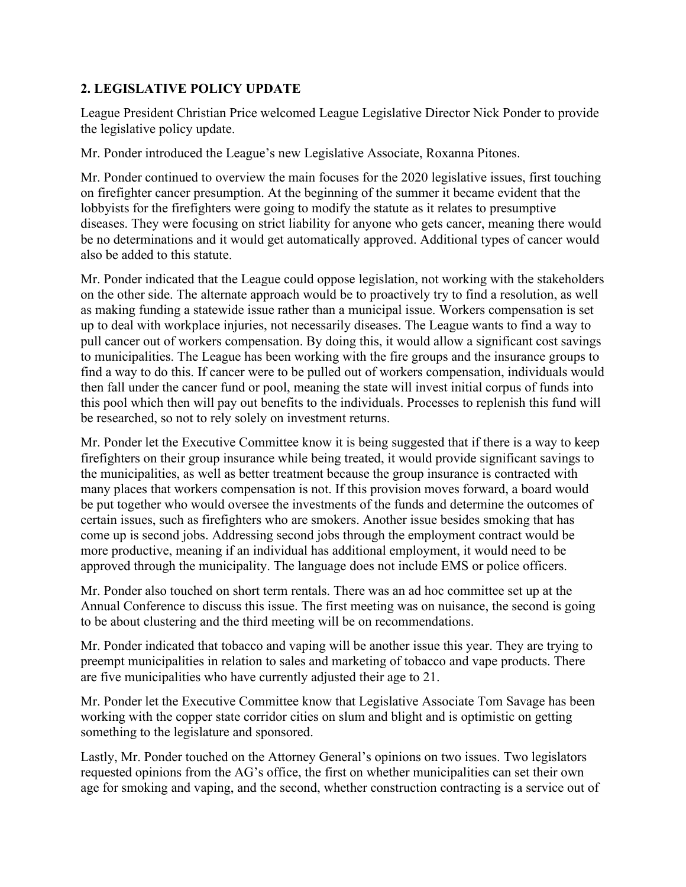## 2. LEGISLATIVE POLICY UPDATE

League President Christian Price welcomed League Legislative Director Nick Ponder to provide the legislative policy update.

Mr. Ponder introduced the League's new Legislative Associate, Roxanna Pitones.

Mr. Ponder continued to overview the main focuses for the 2020 legislative issues, first touching on firefighter cancer presumption. At the beginning of the summer it became evident that the lobbyists for the firefighters were going to modify the statute as it relates to presumptive diseases. They were focusing on strict liability for anyone who gets cancer, meaning there would be no determinations and it would get automatically approved. Additional types of cancer would also be added to this statute.

Mr. Ponder indicated that the League could oppose legislation, not working with the stakeholders on the other side. The alternate approach would be to proactively try to find a resolution, as well as making funding a statewide issue rather than a municipal issue. Workers compensation is set up to deal with workplace injuries, not necessarily diseases. The League wants to find a way to pull cancer out of workers compensation. By doing this, it would allow a significant cost savings to municipalities. The League has been working with the fire groups and the insurance groups to find a way to do this. If cancer were to be pulled out of workers compensation, individuals would then fall under the cancer fund or pool, meaning the state will invest initial corpus of funds into this pool which then will pay out benefits to the individuals. Processes to replenish this fund will be researched, so not to rely solely on investment returns.

Mr. Ponder let the Executive Committee know it is being suggested that if there is a way to keep firefighters on their group insurance while being treated, it would provide significant savings to the municipalities, as well as better treatment because the group insurance is contracted with many places that workers compensation is not. If this provision moves forward, a board would be put together who would oversee the investments of the funds and determine the outcomes of certain issues, such as firefighters who are smokers. Another issue besides smoking that has come up is second jobs. Addressing second jobs through the employment contract would be more productive, meaning if an individual has additional employment, it would need to be approved through the municipality. The language does not include EMS or police officers.

Mr. Ponder also touched on short term rentals. There was an ad hoc committee set up at the Annual Conference to discuss this issue. The first meeting was on nuisance, the second is going to be about clustering and the third meeting will be on recommendations.

Mr. Ponder indicated that tobacco and vaping will be another issue this year. They are trying to preempt municipalities in relation to sales and marketing of tobacco and vape products. There are five municipalities who have currently adjusted their age to 21.

Mr. Ponder let the Executive Committee know that Legislative Associate Tom Savage has been working with the copper state corridor cities on slum and blight and is optimistic on getting something to the legislature and sponsored.

Lastly, Mr. Ponder touched on the Attorney General's opinions on two issues. Two legislators requested opinions from the AG's office, the first on whether municipalities can set their own age for smoking and vaping, and the second, whether construction contracting is a service out of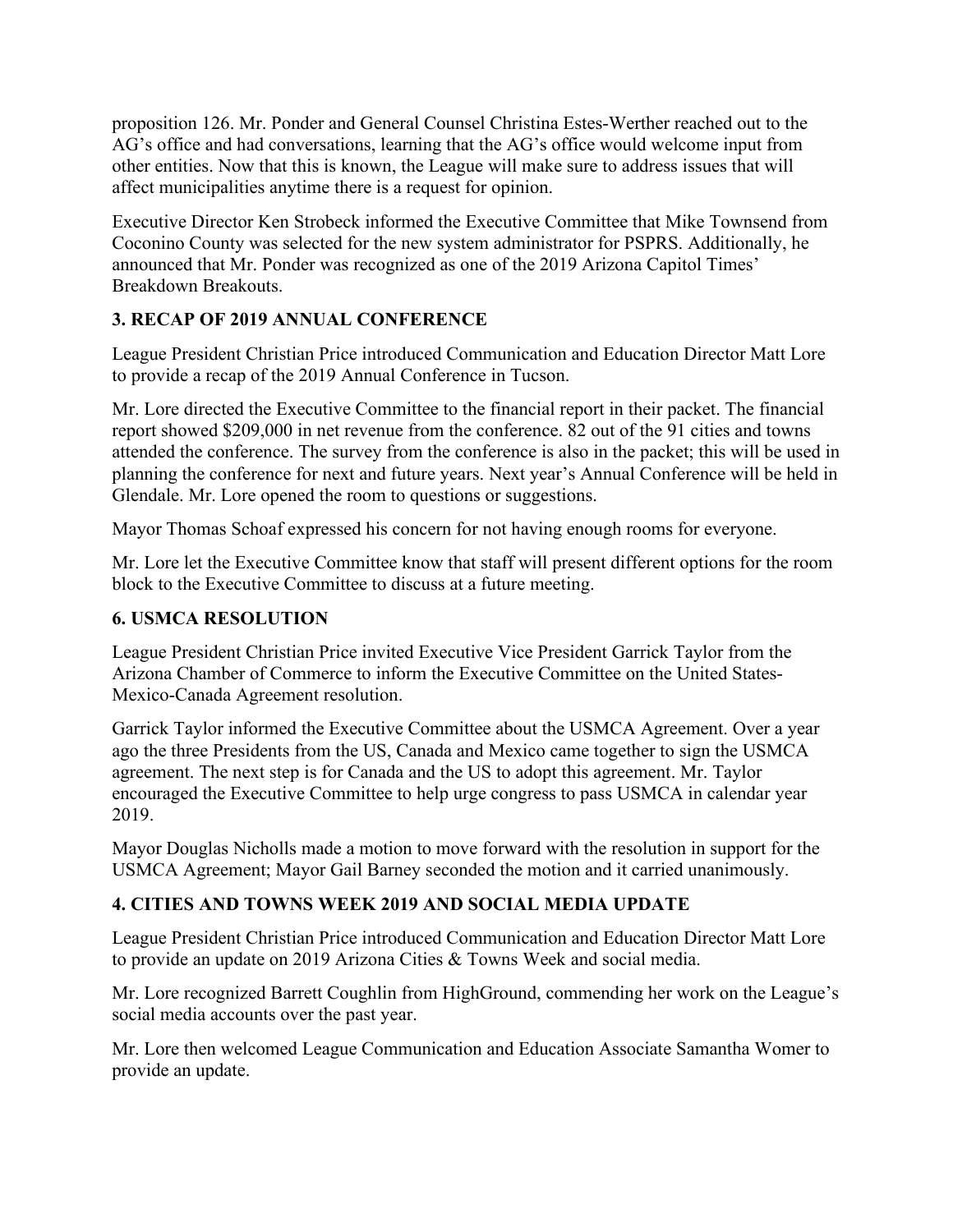proposition 126. Mr. Ponder and General Counsel Christina Estes-Werther reached out to the AG's office and had conversations, learning that the AG's office would welcome input from other entities. Now that this is known, the League will make sure to address issues that will affect municipalities anytime there is a request for opinion.

Executive Director Ken Strobeck informed the Executive Committee that Mike Townsend from Coconino County was selected for the new system administrator for PSPRS. Additionally, he announced that Mr. Ponder was recognized as one of the 2019 Arizona Capitol Times' Breakdown Breakouts.

## 3. RECAP OF 2019 ANNUAL CONFERENCE

League President Christian Price introduced Communication and Education Director Matt Lore to provide a recap of the 2019 Annual Conference in Tucson.

Mr. Lore directed the Executive Committee to the financial report in their packet. The financial report showed $209,000 in net revenue from the conference. 82 out of the 91 cities and towns attended the conference. The survey from the conference is also in the packet; this will be used in planning the conference for next and future years. Next year's Annual Conference will be held in Glendale. Mr. Lore opened the room to questions or suggestions.

Mayor Thomas Schoaf expressed his concern for not having enough rooms for everyone.

Mr. Lore let the Executive Committee know that staff will present different options for the room block to the Executive Committee to discuss at a future meeting.

## 6. USMCA RESOLUTION

League President Christian Price invited Executive Vice President Garrick Taylor from the Arizona Chamber of Commerce to inform the Executive Committee on the United States-Mexico-Canada Agreement resolution.

Garrick Taylor informed the Executive Committee about the USMCA Agreement. Over a year ago the three Presidents from the US, Canada and Mexico came together to sign the USMCA agreement. The next step is for Canada and the US to adopt this agreement. Mr. Taylor encouraged the Executive Committee to help urge congress to pass USMCA in calendar year 2019.

Mayor Douglas Nicholls made a motion to move forward with the resolution in support for the USMCA Agreement; Mayor Gail Barney seconded the motion and it carried unanimously.

## 4. CITIES AND TOWNS WEEK 2019 AND SOCIAL MEDIA UPDATE

League President Christian Price introduced Communication and Education Director Matt Lore to provide an update on 2019 Arizona Cities & Towns Week and social media.

Mr. Lore recognized Barrett Coughlin from HighGround, commending her work on the League's social media accounts over the past year.

Mr. Lore then welcomed League Communication and Education Associate Samantha Womer to provide an update.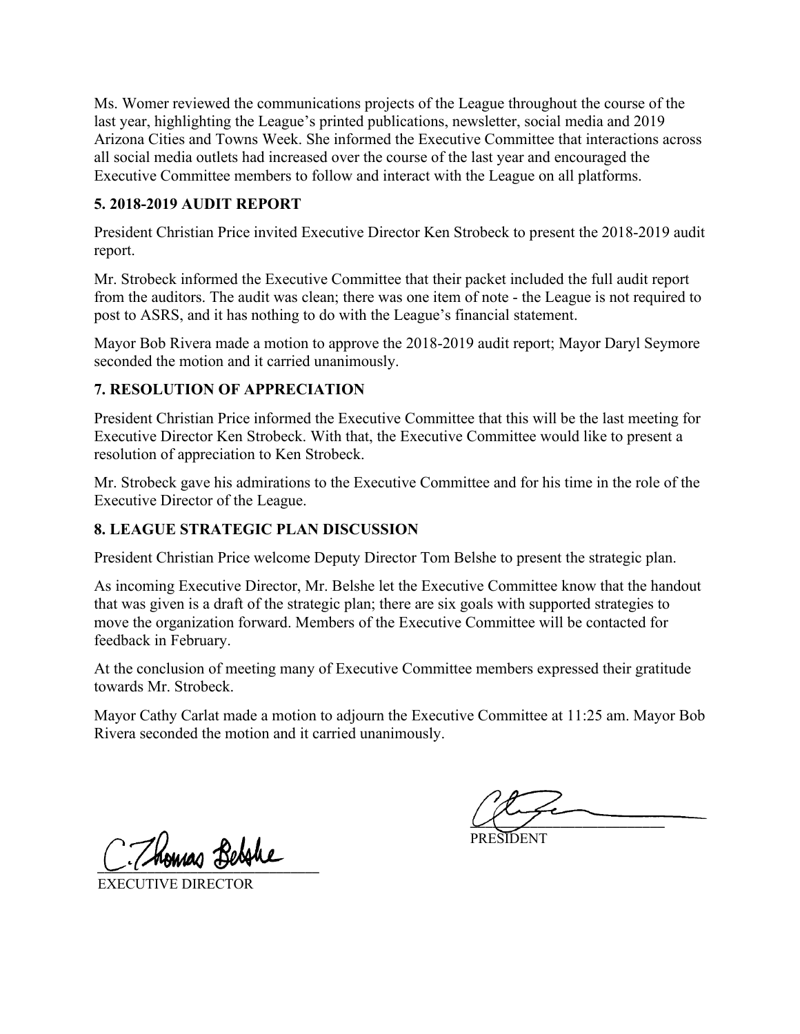Ms. Womer reviewed the communications projects of the League throughout the course of the last year, highlighting the League's printed publications, newsletter, social media and 2019 Arizona Cities and Towns Week. She informed the Executive Committee that interactions across all social media outlets had increased over the course of the last year and encouraged the Executive Committee members to follow and interact with the League on all platforms.

## 5. 2018-2019 AUDIT REPORT

President Christian Price invited Executive Director Ken Strobeck to present the 2018-2019 audit report.

Mr. Strobeck informed the Executive Committee that their packet included the full audit report from the auditors. The audit was clean; there was one item of note - the League is not required to post to ASRS, and it has nothing to do with the League's financial statement.

Mayor Bob Rivera made a motion to approve the 2018-2019 audit report; Mayor Daryl Seymore seconded the motion and it carried unanimously.

## 7. RESOLUTION OF APPRECIATION

President Christian Price informed the Executive Committee that this will be the last meeting for Executive Director Ken Strobeck. With that, the Executive Committee would like to present a resolution of appreciation to Ken Strobeck.

Mr. Strobeck gave his admirations to the Executive Committee and for his time in the role of the Executive Director of the League.

## 8. LEAGUE STRATEGIC PLAN DISCUSSION

President Christian Price welcome Deputy Director Tom Belshe to present the strategic plan.

As incoming Executive Director, Mr. Belshe let the Executive Committee know that the handout that was given is a draft of the strategic plan; there are six goals with supported strategies to move the organization forward. Members of the Executive Committee will be contacted for feedback in February.

At the conclusion of meeting many of Executive Committee members expressed their gratitude towards Mr. Strobeck.

Mayor Cathy Carlat made a motion to adjourn the Executive Committee at 11:25 am. Mayor Bob Rivera seconded the motion and it carried unanimously.

PRESIDENT

C. Thomas Belshe

EXECUTIVE DIRECTOR